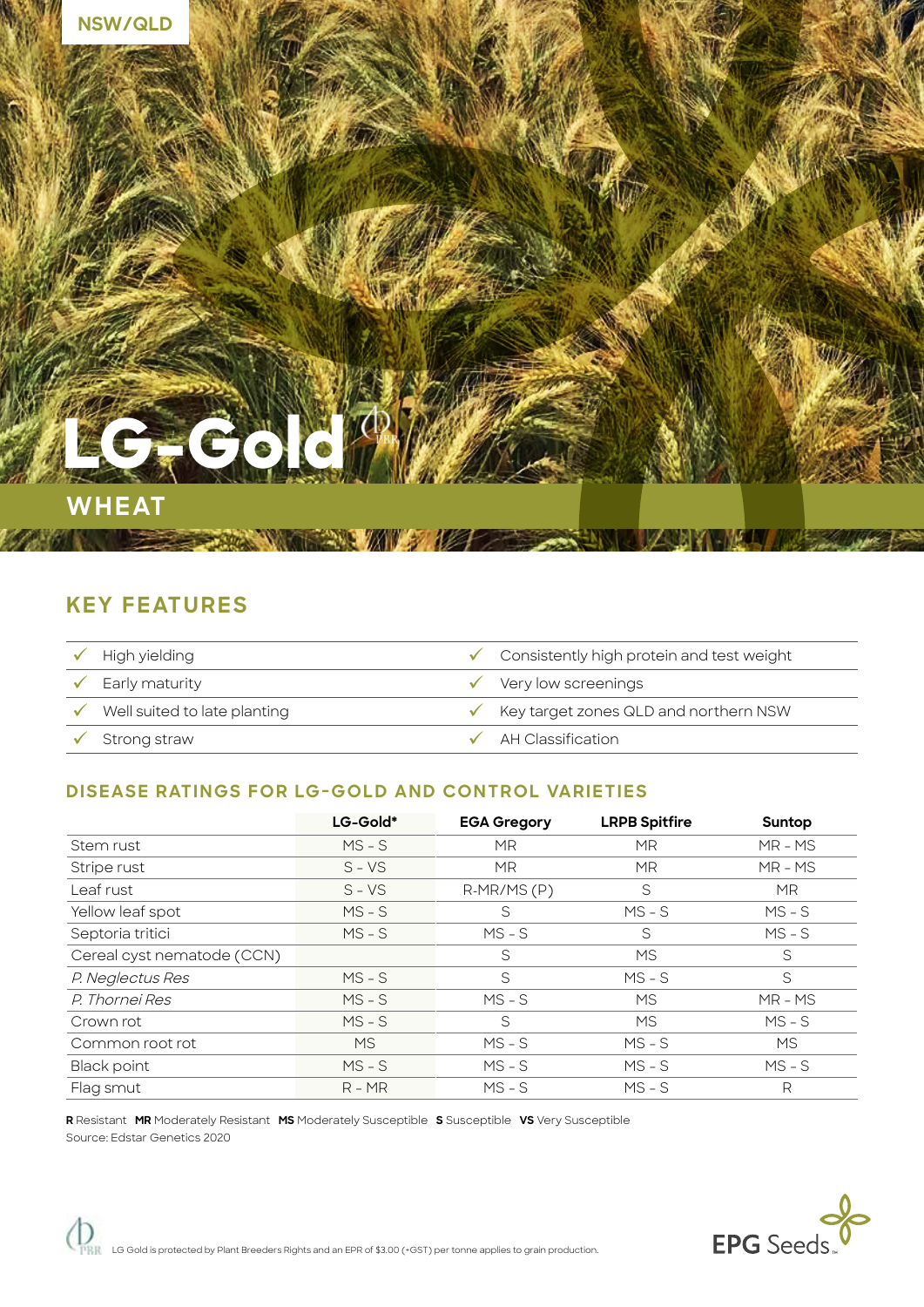NSW/QLD

# LG-Gold

## WHEAT

## KEY FEATURES

- ✓ High yielding
- ✓ Early maturity
- ✓ Well suited to late planting
- ✓ Strong straw
- ✓ Consistently high protein and test weight
- ✓ Very low screenings
- ✓ Key target zones QLD and northern NSW
- ✓ AH Classification

### DISEASE RATINGS FOR LG-GOLD AND CONTROL VARIETIES

| | LG-Gold* | EGA Gregory | LRPB Spitfire | Suntop |
|---|---|---|---|---|
| Stem rust | MS - S | MR | MR | MR - MS |
| Stripe rust | S - VS | MR | MR | MR - MS |
| Leaf rust | S - VS | R-MR/MS (P) | S | MR |
| Yellow leaf spot | MS - S | S | MS - S | MS - S |
| Septoria tritici | MS - S | MS - S | S | MS - S |
| Cereal cyst nematode (CCN) | | S | MS | S |
| *P. Neglectus Res* | MS - S | S | MS - S | S |
| *P. Thornei Res* | MS - S | MS - S | MS | MR - MS |
| Crown rot | MS - S | S | MS | MS - S |
| Common root rot | MS | MS - S | MS - S | MS |
| Black point | MS - S | MS - S | MS - S | MS - S |
| Flag smut | R - MR | MS - S | MS - S | R |

**R** Resistant **MR** Moderately Resistant **MS** Moderately Susceptible **S** Susceptible **VS** Very Susceptible
Source: Edstar Genetics 2020

LG Gold is protected by Plant Breeders Rights and an EPR of $3.00 (+GST) per tonne applies to grain production.

EPG Seeds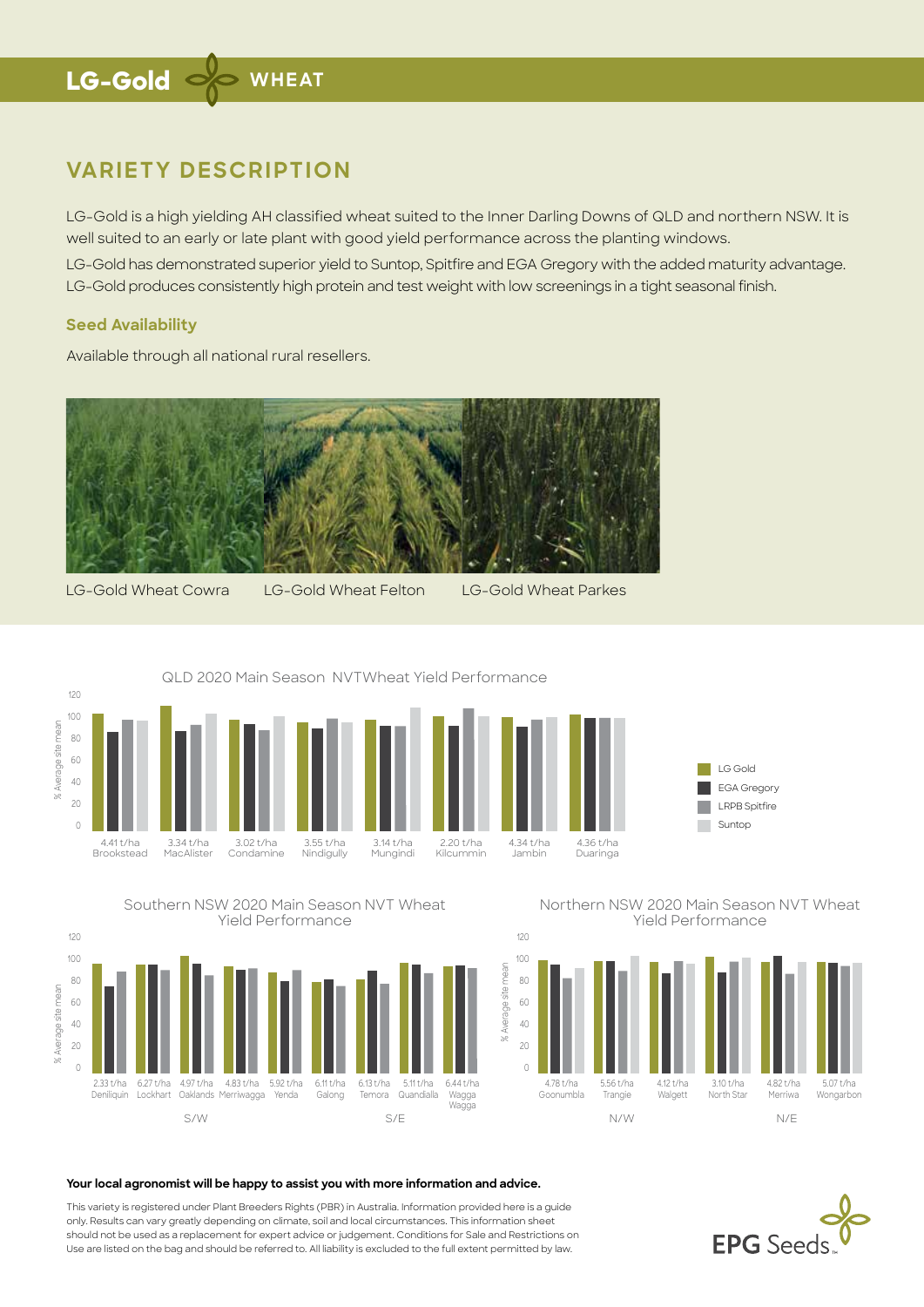# LG-Gold WHEAT

## VARIETY DESCRIPTION

LG-Gold is a high yielding AH classified wheat suited to the Inner Darling Downs of QLD and northern NSW. It is well suited to an early or late plant with good yield performance across the planting windows.

LG-Gold has demonstrated superior yield to Suntop, Spitfire and EGA Gregory with the added maturity advantage. LG-Gold produces consistently high protein and test weight with low screenings in a tight seasonal finish.

### Seed Availability

Available through all national rural resellers.

LG-Gold Wheat Cowra

LG-Gold Wheat Felton

LG-Gold Wheat Parkes

QLD 2020 Main Season NVTWheat Yield Performance

% Average site mean

120
100
80
60
40
20
0

4.41 t/ha Brookstead
3.34 t/ha MacAlister
3.02 t/ha Condamine
3.55 t/ha Nindigully
3.14 t/ha Mungindi
2.20 t/ha Kilcummin
4.34 t/ha Jambin
4.36 t/ha Duaringa

LG Gold
EGA Gregory
LRPB Spitfire
Suntop

Southern NSW 2020 Main Season NVT Wheat Yield Performance

% Average site mean

120
100
80
60
40
20
0

2.33 t/ha Deniliquin
6.27 t/ha Lockhart
4.97 t/ha Oaklands
4.83 t/ha Merriwagga
5.92 t/ha Yenda
6.11 t/ha Galong
6.13 t/ha Temora
5.11 t/ha Quandialla
6.44 t/ha Wagga Wagga

S/W
S/E

Northern NSW 2020 Main Season NVT Wheat Yield Performance

% Average site mean

120
100
80
60
40
20
0

4.78 t/ha Goonumbla
5.56 t/ha Trangie
4.12 t/ha Walgett
3.10 t/ha North Star
4.82 t/ha Merriwa
5.07 t/ha Wongarbon

N/W
N/E

**Your local agronomist will be happy to assist you with more information and advice.**

This variety is registered under Plant Breeders Rights (PBR) in Australia. Information provided here is a guide only. Results can vary greatly depending on climate, soil and local circumstances. This information sheet should not be used as a replacement for expert advice or judgement. Conditions for Sale and Restrictions on Use are listed on the bag and should be referred to. All liability is excluded to the full extent permitted by law.

EPG Seeds